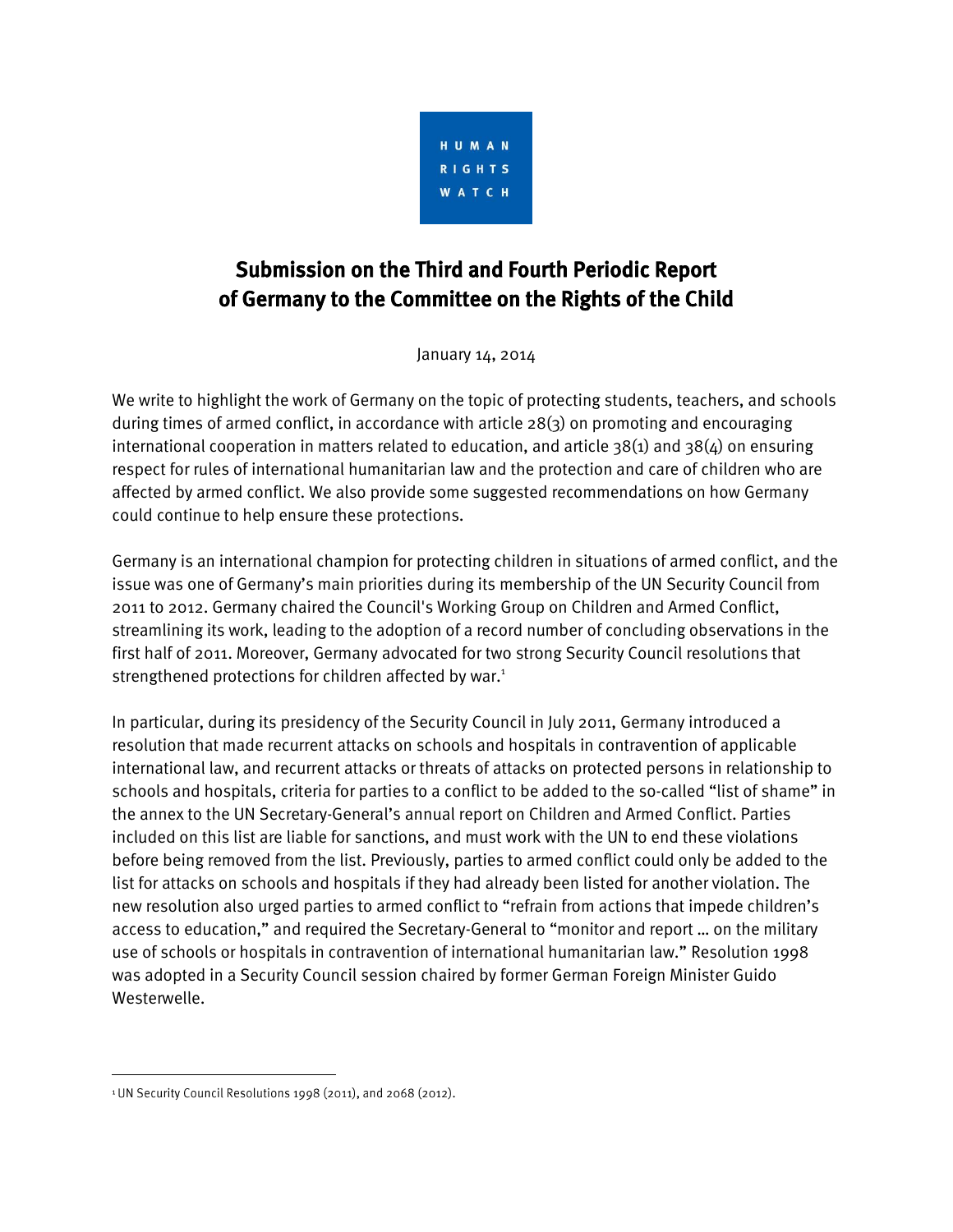HUMAN RIGHTS WATCH

# Submission on the Third and Fourth Periodic Report of Germany to the Committee on the Rights of the Child

January 14, 2014

We write to highlight the work of Germany on the topic of protecting students, teachers, and schools during times of armed conflict, in accordance with article 28(3) on promoting and encouraging international cooperation in matters related to education, and article 38(1) and 38(4) on ensuring respect for rules of international humanitarian law and the protection and care of children who are affected by armed conflict. We also provide some suggested recommendations on how Germany could continue to help ensure these protections.

Germany is an international champion for protecting children in situations of armed conflict, and the issue was one of Germany's main priorities during its membership of the UN Security Council from 2011 to 2012. Germany chaired the Council's Working Group on Children and Armed Conflict, streamlining its work, leading to the adoption of a record number of concluding observations in the first half of 2011. Moreover, Germany advocated for two strong Security Council resolutions that strengthened protections for children affected by war.[1]

In particular, during its presidency of the Security Council in July 2011, Germany introduced a resolution that made recurrent attacks on schools and hospitals in contravention of applicable international law, and recurrent attacks or threats of attacks on protected persons in relationship to schools and hospitals, criteria for parties to a conflict to be added to the so-called "list of shame" in the annex to the UN Secretary-General's annual report on Children and Armed Conflict. Parties included on this list are liable for sanctions, and must work with the UN to end these violations before being removed from the list. Previously, parties to armed conflict could only be added to the list for attacks on schools and hospitals if they had already been listed for another violation. The new resolution also urged parties to armed conflict to "refrain from actions that impede children's access to education," and required the Secretary-General to "monitor and report … on the military use of schools or hospitals in contravention of international humanitarian law." Resolution 1998 was adopted in a Security Council session chaired by former German Foreign Minister Guido Westerwelle.

[1] UN Security Council Resolutions 1998 (2011), and 2068 (2012).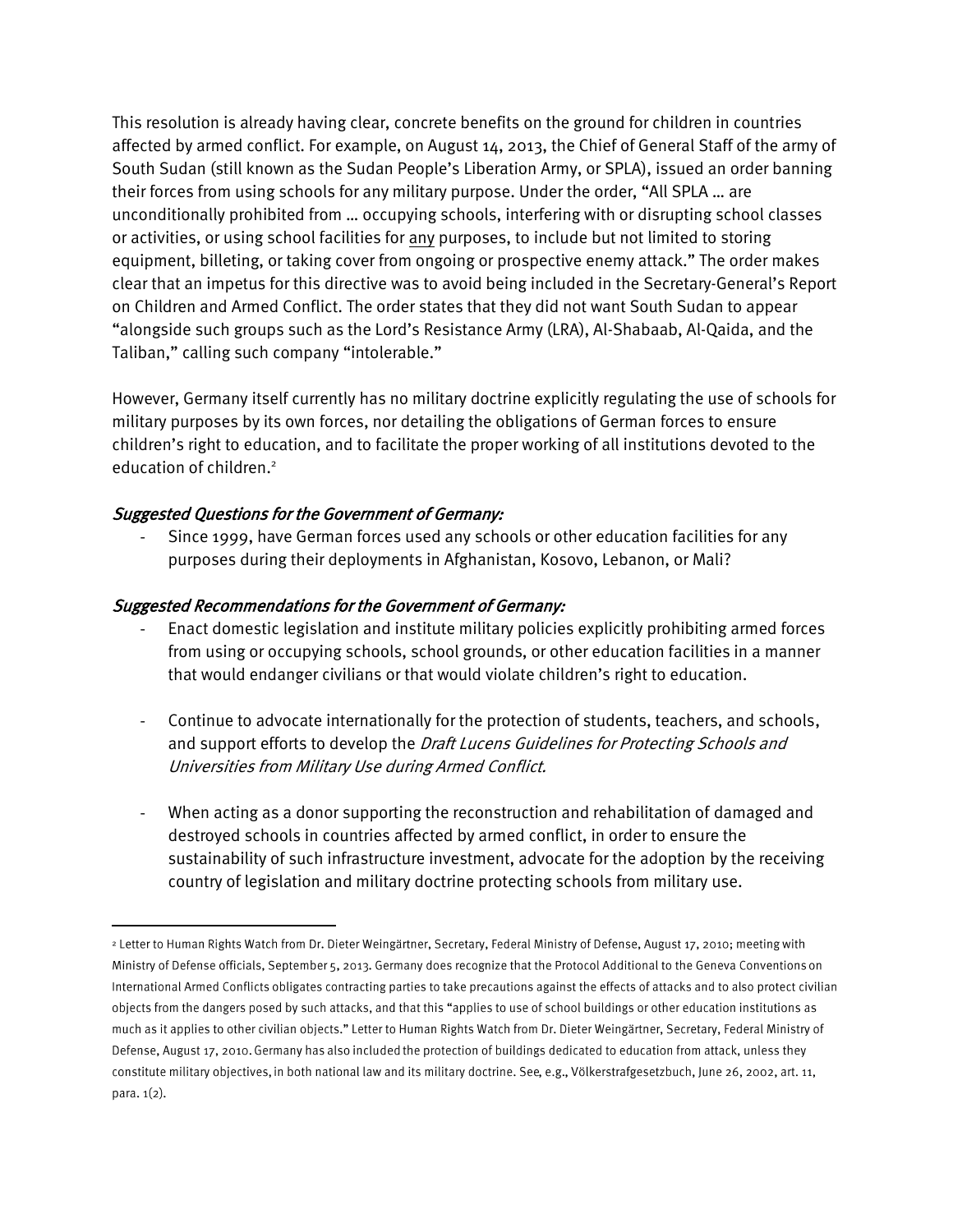This resolution is already having clear, concrete benefits on the ground for children in countries affected by armed conflict. For example, on August 14, 2013, the Chief of General Staff of the army of South Sudan (still known as the Sudan People's Liberation Army, or SPLA), issued an order banning their forces from using schools for any military purpose. Under the order, "All SPLA … are unconditionally prohibited from … occupying schools, interfering with or disrupting school classes or activities, or using school facilities for <u>any</u> purposes, to include but not limited to storing equipment, billeting, or taking cover from ongoing or prospective enemy attack." The order makes clear that an impetus for this directive was to avoid being included in the Secretary-General's Report on Children and Armed Conflict. The order states that they did not want South Sudan to appear "alongside such groups such as the Lord's Resistance Army (LRA), Al-Shabaab, Al-Qaida, and the Taliban," calling such company "intolerable."

However, Germany itself currently has no military doctrine explicitly regulating the use of schools for military purposes by its own forces, nor detailing the obligations of German forces to ensure children's right to education, and to facilitate the proper working of all institutions devoted to the education of children.[2]

### *Suggested Questions for the Government of Germany:*

- Since 1999, have German forces used any schools or other education facilities for any purposes during their deployments in Afghanistan, Kosovo, Lebanon, or Mali?

### *Suggested Recommendations for the Government of Germany:*

- Enact domestic legislation and institute military policies explicitly prohibiting armed forces from using or occupying schools, school grounds, or other education facilities in a manner that would endanger civilians or that would violate children's right to education.

- Continue to advocate internationally for the protection of students, teachers, and schools, and support efforts to develop the *Draft Lucens Guidelines for Protecting Schools and Universities from Military Use during Armed Conflict.*

- When acting as a donor supporting the reconstruction and rehabilitation of damaged and destroyed schools in countries affected by armed conflict, in order to ensure the sustainability of such infrastructure investment, advocate for the adoption by the receiving country of legislation and military doctrine protecting schools from military use.

---

[2] Letter to Human Rights Watch from Dr. Dieter Weingärtner, Secretary, Federal Ministry of Defense, August 17, 2010; meeting with Ministry of Defense officials, September 5, 2013. Germany does recognize that the Protocol Additional to the Geneva Conventions on International Armed Conflicts obligates contracting parties to take precautions against the effects of attacks and to also protect civilian objects from the dangers posed by such attacks, and that this "applies to use of school buildings or other education institutions as much as it applies to other civilian objects." Letter to Human Rights Watch from Dr. Dieter Weingärtner, Secretary, Federal Ministry of Defense, August 17, 2010. Germany has also included the protection of buildings dedicated to education from attack, unless they constitute military objectives, in both national law and its military doctrine. See, e.g., Völkerstrafgesetzbuch, June 26, 2002, art. 11, para. 1(2).